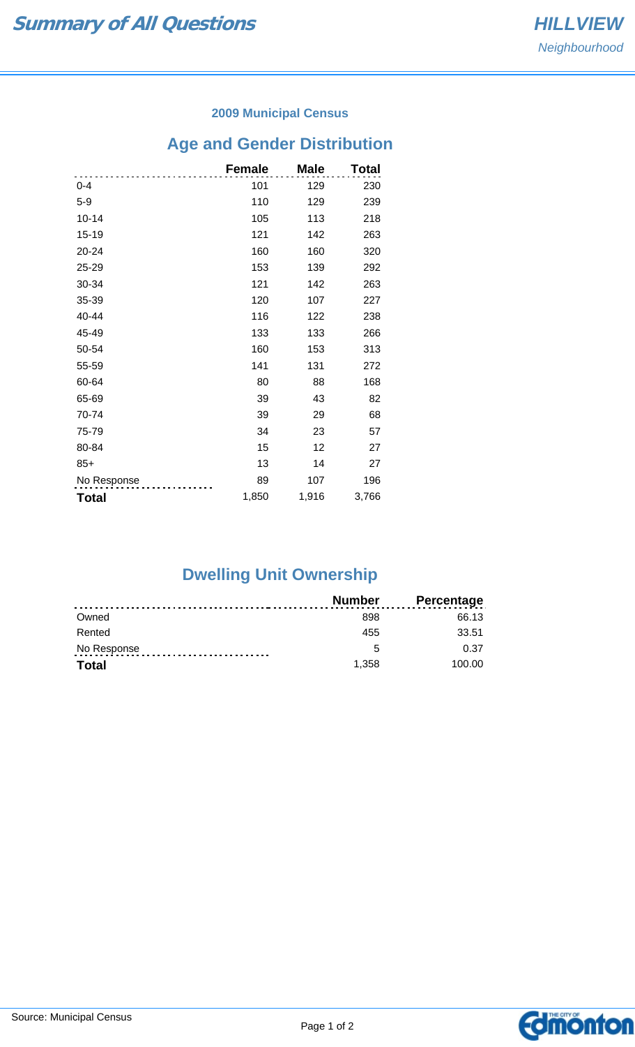# Summary of All Questions

**HILLVIEW**
*Neighbourhood*

### 2009 Municipal Census

## Age and Gender Distribution

| | Female | Male | Total |
|---|---|---|---|
| 0-4 | 101 | 129 | 230 |
| 5-9 | 110 | 129 | 239 |
| 10-14 | 105 | 113 | 218 |
| 15-19 | 121 | 142 | 263 |
| 20-24 | 160 | 160 | 320 |
| 25-29 | 153 | 139 | 292 |
| 30-34 | 121 | 142 | 263 |
| 35-39 | 120 | 107 | 227 |
| 40-44 | 116 | 122 | 238 |
| 45-49 | 133 | 133 | 266 |
| 50-54 | 160 | 153 | 313 |
| 55-59 | 141 | 131 | 272 |
| 60-64 | 80 | 88 | 168 |
| 65-69 | 39 | 43 | 82 |
| 70-74 | 39 | 29 | 68 |
| 75-79 | 34 | 23 | 57 |
| 80-84 | 15 | 12 | 27 |
| 85+ | 13 | 14 | 27 |
| No Response | 89 | 107 | 196 |
| **Total** | 1,850 | 1,916 | 3,766 |

## Dwelling Unit Ownership

| | Number | Percentage |
|---|---|---|
| Owned | 898 | 66.13 |
| Rented | 455 | 33.51 |
| No Response | 5 | 0.37 |
| **Total** | 1,358 | 100.00 |

Source: Municipal Census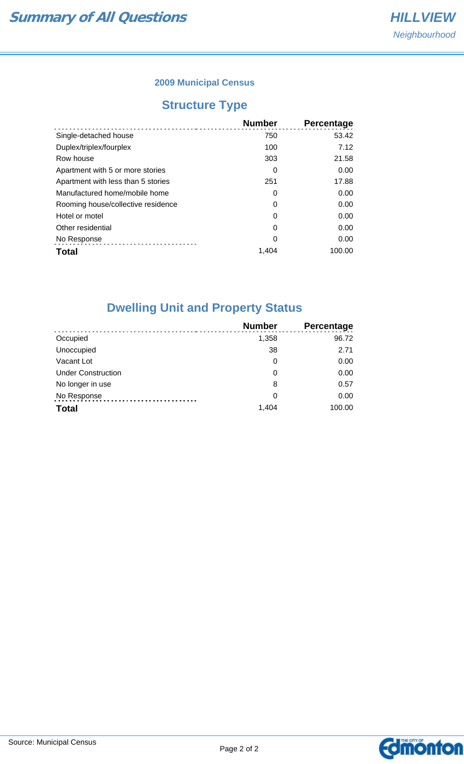# Summary of All Questions

**HILLVIEW**
*Neighbourhood*

### 2009 Municipal Census

## Structure Type

| | Number | Percentage |
|---|---|---|
| Single-detached house | 750 | 53.42 |
| Duplex/triplex/fourplex | 100 | 7.12 |
| Row house | 303 | 21.58 |
| Apartment with 5 or more stories | 0 | 0.00 |
| Apartment with less than 5 stories | 251 | 17.88 |
| Manufactured home/mobile home | 0 | 0.00 |
| Rooming house/collective residence | 0 | 0.00 |
| Hotel or motel | 0 | 0.00 |
| Other residential | 0 | 0.00 |
| No Response | 0 | 0.00 |
| **Total** | 1,404 | 100.00 |

## Dwelling Unit and Property Status

| | Number | Percentage |
|---|---|---|
| Occupied | 1,358 | 96.72 |
| Unoccupied | 38 | 2.71 |
| Vacant Lot | 0 | 0.00 |
| Under Construction | 0 | 0.00 |
| No longer in use | 8 | 0.57 |
| No Response | 0 | 0.00 |
| **Total** | 1,404 | 100.00 |

Source: Municipal Census